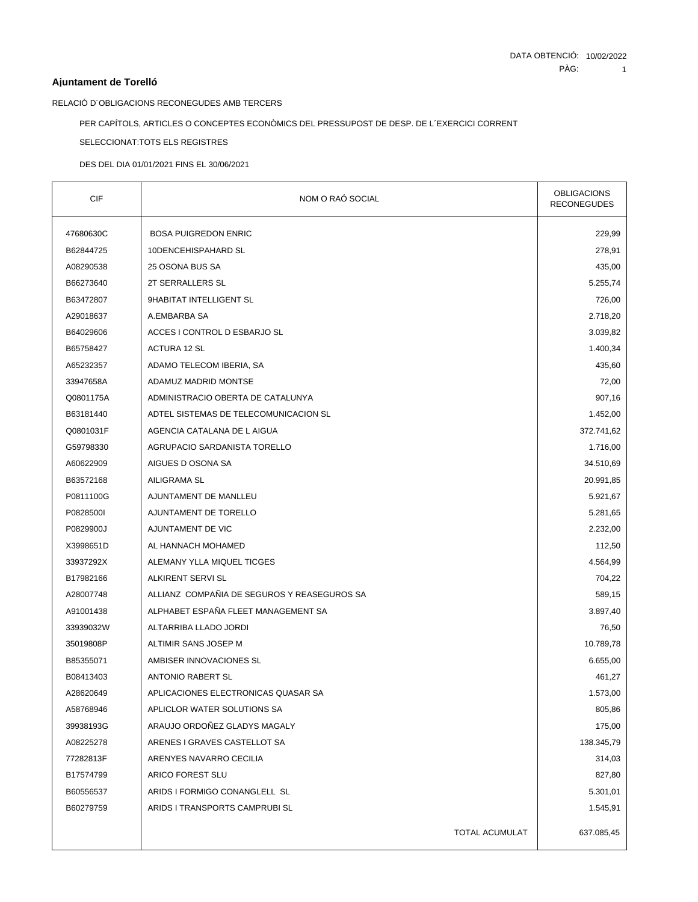DATA OBTENCIÓ: 10/02/2022

## Ajuntament de Torelló

RELACIÓ D´OBLIGACIONS RECONEGUDES AMB TERCERS

PER CAPÍTOLS, ARTICLES O CONCEPTES ECONÒMICS DEL PRESSUPOST DE DESP. DE L´EXERCICI CORRENT

SELECCIONAT:TOTS ELS REGISTRES

DES DEL DIA 01/01/2021 FINS EL 30/06/2021

| CIF | NOM O RAÓ SOCIAL | OBLIGACIONS RECONEGUDES |
|---|---|---|
| 47680630C | BOSA PUIGREDON ENRIC | 229,99 |
| B62844725 | 10DENCEHISPAHARD SL | 278,91 |
| A08290538 | 25 OSONA BUS SA | 435,00 |
| B66273640 | 2T SERRALLERS SL | 5.255,74 |
| B63472807 | 9HABITAT INTELLIGENT SL | 726,00 |
| A29018637 | A.EMBARBA SA | 2.718,20 |
| B64029606 | ACCES I CONTROL D ESBARJO SL | 3.039,82 |
| B65758427 | ACTURA 12 SL | 1.400,34 |
| A65232357 | ADAMO TELECOM IBERIA, SA | 435,60 |
| 33947658A | ADAMUZ MADRID MONTSE | 72,00 |
| Q0801175A | ADMINISTRACIO OBERTA DE CATALUNYA | 907,16 |
| B63181440 | ADTEL SISTEMAS DE TELECOMUNICACION SL | 1.452,00 |
| Q0801031F | AGENCIA CATALANA DE L AIGUA | 372.741,62 |
| G59798330 | AGRUPACIO SARDANISTA TORELLO | 1.716,00 |
| A60622909 | AIGUES D OSONA SA | 34.510,69 |
| B63572168 | AILIGRAMA SL | 20.991,85 |
| P0811100G | AJUNTAMENT DE MANLLEU | 5.921,67 |
| P0828500I | AJUNTAMENT DE TORELLO | 5.281,65 |
| P0829900J | AJUNTAMENT DE VIC | 2.232,00 |
| X3998651D | AL HANNACH MOHAMED | 112,50 |
| 33937292X | ALEMANY YLLA MIQUEL TICGES | 4.564,99 |
| B17982166 | ALKIRENT SERVI SL | 704,22 |
| A28007748 | ALLIANZ COMPAÑIA DE SEGUROS Y REASEGUROS SA | 589,15 |
| A91001438 | ALPHABET ESPAÑA FLEET MANAGEMENT SA | 3.897,40 |
| 33939032W | ALTARRIBA LLADO JORDI | 76,50 |
| 35019808P | ALTIMIR SANS JOSEP M | 10.789,78 |
| B85355071 | AMBISER INNOVACIONES SL | 6.655,00 |
| B08413403 | ANTONIO RABERT SL | 461,27 |
| A28620649 | APLICACIONES ELECTRONICAS QUASAR SA | 1.573,00 |
| A58768946 | APLICLOR WATER SOLUTIONS SA | 805,86 |
| 39938193G | ARAUJO ORDOÑEZ GLADYS MAGALY | 175,00 |
| A08225278 | ARENES I GRAVES CASTELLOT SA | 138.345,79 |
| 77282813F | ARENYES NAVARRO CECILIA | 314,03 |
| B17574799 | ARICO FOREST SLU | 827,80 |
| B60556537 | ARIDS I FORMIGO CONANGLELL SL | 5.301,01 |
| B60279759 | ARIDS I TRANSPORTS CAMPRUBI SL | 1.545,91 |
| | TOTAL ACUMULAT | 637.085,45 |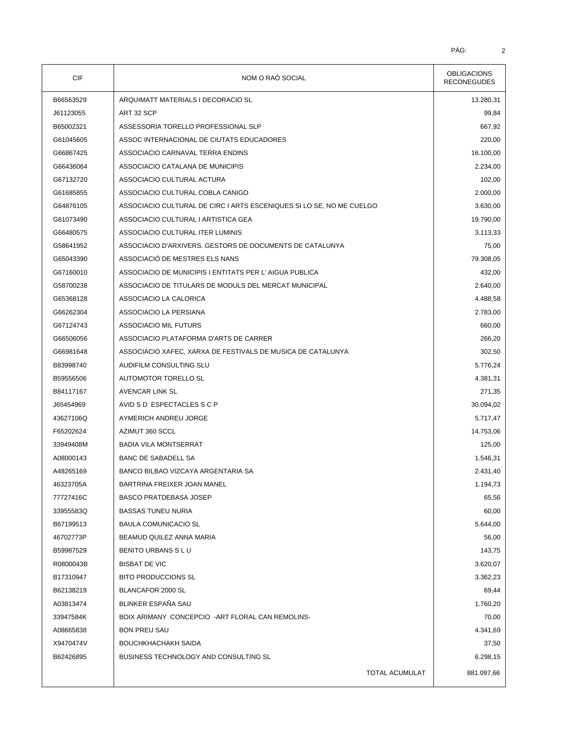| CIF | NOM O RAÓ SOCIAL | OBLIGACIONS RECONEGUDES |
|---|---|---|
| B66563529 | ARQUIMATT MATERIALS I DECORACIO SL | 13.280,31 |
| J61123055 | ART 32 SCP | 99,84 |
| B65002321 | ASSESSORIA TORELLO PROFESSIONAL SLP | 667,92 |
| G61045605 | ASSOC INTERNACIONAL DE CIUTATS EDUCADORES | 220,00 |
| G66867425 | ASSOCIACIO CARNAVAL TERRA ENDINS | 16.100,00 |
| G66436064 | ASSOCIACIO CATALANA DE MUNICIPIS | 2.234,00 |
| G67132720 | ASSOCIACIO CULTURAL ACTURA | 102,00 |
| G61685855 | ASSOCIACIO CULTURAL COBLA CANIGO | 2.000,00 |
| G64876105 | ASSOCIACIO CULTURAL DE CIRC I ARTS ESCENIQUES SI LO SE, NO ME CUELGO | 3.630,00 |
| G61073490 | ASSOCIACIO CULTURAL I ARTISTICA GEA | 19.790,00 |
| G66480575 | ASSOCIACIO CULTURAL ITER LUMINIS | 3.113,33 |
| G58641952 | ASSOCIACIO D'ARXIVERS. GESTORS DE DOCUMENTS DE CATALUNYA | 75,00 |
| G65043390 | ASSOCIACIÓ DE MESTRES ELS NANS | 79.308,05 |
| G67160010 | ASSOCIACIO DE MUNICIPIS I ENTITATS PER L' AIGUA PUBLICA | 432,00 |
| G58700238 | ASSOCIACIO DE TITULARS DE MODULS DEL MERCAT MUNICIPAL | 2.640,00 |
| G65368128 | ASSOCIACIO LA CALORICA | 4.488,58 |
| G66262304 | ASSOCIACIO LA PERSIANA | 2.783,00 |
| G67124743 | ASSOCIACIO MIL FUTURS | 660,00 |
| G66506056 | ASSOCIACIO PLATAFORMA D'ARTS DE CARRER | 266,20 |
| G66981648 | ASSOCIACIO XAFEC, XARXA DE FESTIVALS DE MUSICA DE CATALUNYA | 302,50 |
| B83998740 | AUDIFILM CONSULTING SLU | 5.776,24 |
| B59556506 | AUTOMOTOR TORELLO SL | 4.381,31 |
| B84117167 | AVENCAR LINK SL | 271,35 |
| J65454969 | AVID S D ESPECTACLES S C P | 30.094,02 |
| 43627106Q | AYMERICH ANDREU JORGE | 5.717,47 |
| F65202624 | AZIMUT 360 SCCL | 14.753,06 |
| 33949408M | BADIA VILA MONTSERRAT | 125,00 |
| A08000143 | BANC DE SABADELL SA | 1.546,31 |
| A48265169 | BANCO BILBAO VIZCAYA ARGENTARIA SA | 2.431,40 |
| 46323705A | BARTRINA FREIXER JOAN MANEL | 1.194,73 |
| 77727416C | BASCO PRATDEBASA JOSEP | 65,56 |
| 33955583Q | BASSAS TUNEU NURIA | 60,00 |
| B67199513 | BAULA COMUNICACIO SL | 5.644,00 |
| 46702773P | BEAMUD QUILEZ ANNA MARIA | 56,00 |
| B59987529 | BENITO URBANS S L U | 143,75 |
| R0800043B | BISBAT DE VIC | 3.620,07 |
| B17310947 | BITO PRODUCCIONS SL | 3.362,23 |
| B62138219 | BLANCAFOR 2000 SL | 69,44 |
| A03813474 | BLINKER ESPAÑA SAU | 1.760,20 |
| 33947584K | BOIX ARIMANY CONCEPCIO -ART FLORAL CAN REMOLINS- | 70,00 |
| A08665838 | BON PREU SAU | 4.341,69 |
| X9470474V | BOUCHKHACHAKH SAIDA | 37,50 |
| B62426895 | BUSINESS TECHNOLOGY AND CONSULTING SL | 6.298,15 |
| | TOTAL ACUMULAT | 881.097,66 |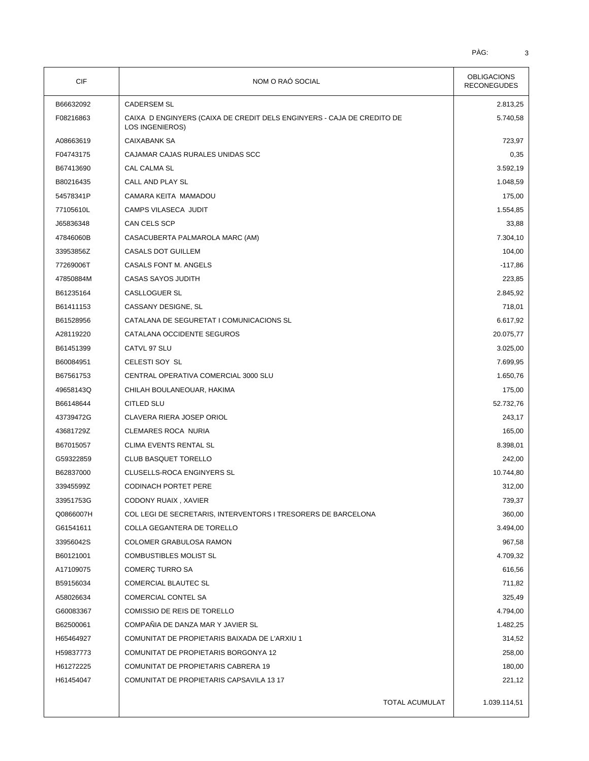| CIF | NOM O RAÓ SOCIAL | OBLIGACIONS RECONEGUDES |
|---|---|---|
| B66632092 | CADERSEM SL | 2.813,25 |
| F08216863 | CAIXA D ENGINYERS (CAIXA DE CREDIT DELS ENGINYERS - CAJA DE CREDITO DE LOS INGENIEROS) | 5.740,58 |
| A08663619 | CAIXABANK SA | 723,97 |
| F04743175 | CAJAMAR CAJAS RURALES UNIDAS SCC | 0,35 |
| B67413690 | CAL CALMA SL | 3.592,19 |
| B80216435 | CALL AND PLAY SL | 1.048,59 |
| 54578341P | CAMARA KEITA MAMADOU | 175,00 |
| 77105610L | CAMPS VILASECA JUDIT | 1.554,85 |
| J65836348 | CAN CELS SCP | 33,88 |
| 47846060B | CASACUBERTA PALMAROLA MARC (AM) | 7.304,10 |
| 33953856Z | CASALS DOT GUILLEM | 104,00 |
| 77269006T | CASALS FONT M. ANGELS | -117,86 |
| 47850884M | CASAS SAYOS JUDITH | 223,85 |
| B61235164 | CASLLOGUER SL | 2.845,92 |
| B61411153 | CASSANY DESIGNE, SL | 718,01 |
| B61528956 | CATALANA DE SEGURETAT I COMUNICACIONS SL | 6.617,92 |
| A28119220 | CATALANA OCCIDENTE SEGUROS | 20.075,77 |
| B61451399 | CATVL 97 SLU | 3.025,00 |
| B60084951 | CELESTI SOY SL | 7.699,95 |
| B67561753 | CENTRAL OPERATIVA COMERCIAL 3000 SLU | 1.650,76 |
| 49658143Q | CHILAH BOULANEOUAR, HAKIMA | 175,00 |
| B66148644 | CITLED SLU | 52.732,76 |
| 43739472G | CLAVERA RIERA JOSEP ORIOL | 243,17 |
| 43681729Z | CLEMARES ROCA NURIA | 165,00 |
| B67015057 | CLIMA EVENTS RENTAL SL | 8.398,01 |
| G59322859 | CLUB BASQUET TORELLO | 242,00 |
| B62837000 | CLUSELLS-ROCA ENGINYERS SL | 10.744,80 |
| 33945599Z | CODINACH PORTET PERE | 312,00 |
| 33951753G | CODONY RUAIX , XAVIER | 739,37 |
| Q0866007H | COL LEGI DE SECRETARIS, INTERVENTORS I TRESORERS DE BARCELONA | 360,00 |
| G61541611 | COLLA GEGANTERA DE TORELLO | 3.494,00 |
| 33956042S | COLOMER GRABULOSA RAMON | 967,58 |
| B60121001 | COMBUSTIBLES MOLIST SL | 4.709,32 |
| A17109075 | COMERÇ TURRO SA | 616,56 |
| B59156034 | COMERCIAL BLAUTEC SL | 711,82 |
| A58026634 | COMERCIAL CONTEL SA | 325,49 |
| G60083367 | COMISSIO DE REIS DE TORELLO | 4.794,00 |
| B62500061 | COMPAÑIA DE DANZA MAR Y JAVIER SL | 1.482,25 |
| H65464927 | COMUNITAT DE PROPIETARIS BAIXADA DE L'ARXIU 1 | 314,52 |
| H59837773 | COMUNITAT DE PROPIETARIS BORGONYA 12 | 258,00 |
| H61272225 | COMUNITAT DE PROPIETARIS CABRERA 19 | 180,00 |
| H61454047 | COMUNITAT DE PROPIETARIS CAPSAVILA 13 17 | 221,12 |
| | TOTAL ACUMULAT | 1.039.114,51 |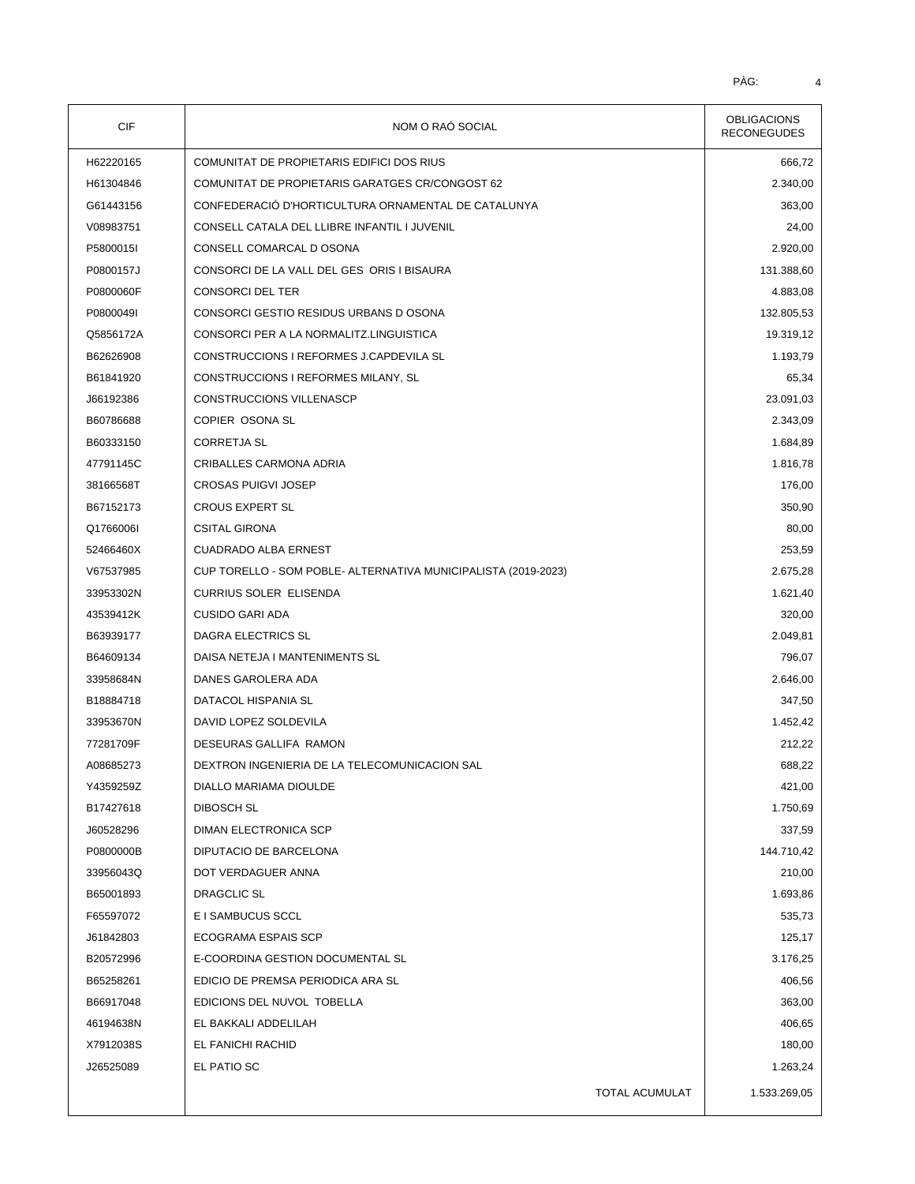| CIF | NOM O RAÓ SOCIAL | OBLIGACIONS RECONEGUDES |
|---|---|---|
| H62220165 | COMUNITAT DE PROPIETARIS EDIFICI DOS RIUS | 666,72 |
| H61304846 | COMUNITAT DE PROPIETARIS GARATGES CR/CONGOST 62 | 2.340,00 |
| G61443156 | CONFEDERACIÓ D'HORTICULTURA ORNAMENTAL DE CATALUNYA | 363,00 |
| V08983751 | CONSELL CATALA DEL LLIBRE INFANTIL I JUVENIL | 24,00 |
| P5800015I | CONSELL COMARCAL D OSONA | 2.920,00 |
| P0800157J | CONSORCI DE LA VALL DEL GES ORIS I BISAURA | 131.388,60 |
| P0800060F | CONSORCI DEL TER | 4.883,08 |
| P0800049I | CONSORCI GESTIO RESIDUS URBANS D OSONA | 132.805,53 |
| Q5856172A | CONSORCI PER A LA NORMALITZ.LINGUISTICA | 19.319,12 |
| B62626908 | CONSTRUCCIONS I REFORMES J.CAPDEVILA SL | 1.193,79 |
| B61841920 | CONSTRUCCIONS I REFORMES MILANY, SL | 65,34 |
| J66192386 | CONSTRUCCIONS VILLENASCP | 23.091,03 |
| B60786688 | COPIER OSONA SL | 2.343,09 |
| B60333150 | CORRETJA SL | 1.684,89 |
| 47791145C | CRIBALLES CARMONA ADRIA | 1.816,78 |
| 38166568T | CROSAS PUIGVI JOSEP | 176,00 |
| B67152173 | CROUS EXPERT SL | 350,90 |
| Q1766006I | CSITAL GIRONA | 80,00 |
| 52466460X | CUADRADO ALBA ERNEST | 253,59 |
| V67537985 | CUP TORELLO - SOM POBLE- ALTERNATIVA MUNICIPALISTA (2019-2023) | 2.675,28 |
| 33953302N | CURRIUS SOLER ELISENDA | 1.621,40 |
| 43539412K | CUSIDO GARI ADA | 320,00 |
| B63939177 | DAGRA ELECTRICS SL | 2.049,81 |
| B64609134 | DAISA NETEJA I MANTENIMENTS SL | 796,07 |
| 33958684N | DANES GAROLERA ADA | 2.646,00 |
| B18884718 | DATACOL HISPANIA SL | 347,50 |
| 33953670N | DAVID LOPEZ SOLDEVILA | 1.452,42 |
| 77281709F | DESEURAS GALLIFA RAMON | 212,22 |
| A08685273 | DEXTRON INGENIERIA DE LA TELECOMUNICACION SAL | 688,22 |
| Y4359259Z | DIALLO MARIAMA DIOULDE | 421,00 |
| B17427618 | DIBOSCH SL | 1.750,69 |
| J60528296 | DIMAN ELECTRONICA SCP | 337,59 |
| P0800000B | DIPUTACIO DE BARCELONA | 144.710,42 |
| 33956043Q | DOT VERDAGUER ANNA | 210,00 |
| B65001893 | DRAGCLIC SL | 1.693,86 |
| F65597072 | E I SAMBUCUS SCCL | 535,73 |
| J61842803 | ECOGRAMA ESPAIS SCP | 125,17 |
| B20572996 | E-COORDINA GESTION DOCUMENTAL SL | 3.176,25 |
| B65258261 | EDICIO DE PREMSA PERIODICA ARA SL | 406,56 |
| B66917048 | EDICIONS DEL NUVOL TOBELLA | 363,00 |
| 46194638N | EL BAKKALI ADDELILAH | 406,65 |
| X7912038S | EL FANICHI RACHID | 180,00 |
| J26525089 | EL PATIO SC | 1.263,24 |
| | TOTAL ACUMULAT | 1.533.269,05 |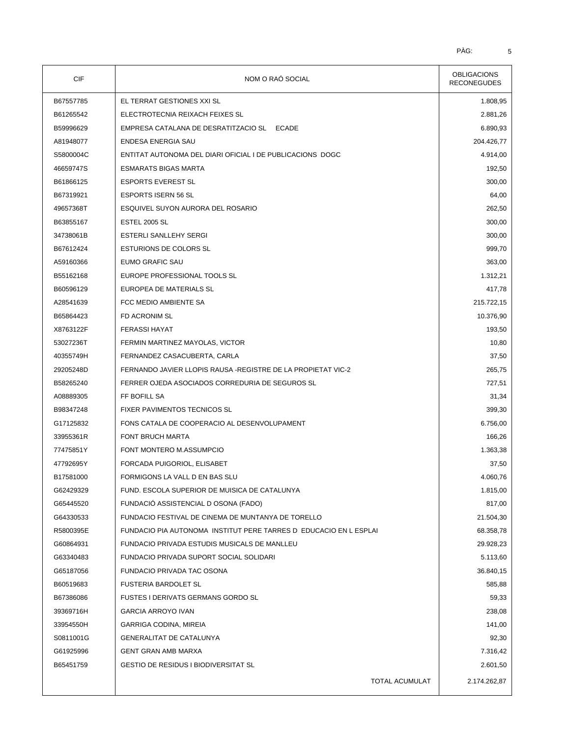| CIF | NOM O RAÓ SOCIAL | OBLIGACIONS RECONEGUDES |
|---|---|---|
| B67557785 | EL TERRAT GESTIONES XXI SL | 1.808,95 |
| B61265542 | ELECTROTECNIA REIXACH FEIXES SL | 2.881,26 |
| B59996629 | EMPRESA CATALANA DE DESRATITZACIO SL ECADE | 6.890,93 |
| A81948077 | ENDESA ENERGIA SAU | 204.426,77 |
| S5800004C | ENTITAT AUTONOMA DEL DIARI OFICIAL I DE PUBLICACIONS DOGC | 4.914,00 |
| 46659747S | ESMARATS BIGAS MARTA | 192,50 |
| B61866125 | ESPORTS EVEREST SL | 300,00 |
| B67319921 | ESPORTS ISERN 56 SL | 64,00 |
| 49657368T | ESQUIVEL SUYON AURORA DEL ROSARIO | 262,50 |
| B63855167 | ESTEL 2005 SL | 300,00 |
| 34738061B | ESTERLI SANLLEHY SERGI | 300,00 |
| B67612424 | ESTURIONS DE COLORS SL | 999,70 |
| A59160366 | EUMO GRAFIC SAU | 363,00 |
| B55162168 | EUROPE PROFESSIONAL TOOLS SL | 1.312,21 |
| B60596129 | EUROPEA DE MATERIALS SL | 417,78 |
| A28541639 | FCC MEDIO AMBIENTE SA | 215.722,15 |
| B65864423 | FD ACRONIM SL | 10.376,90 |
| X8763122F | FERASSI HAYAT | 193,50 |
| 53027236T | FERMIN MARTINEZ MAYOLAS, VICTOR | 10,80 |
| 40355749H | FERNANDEZ CASACUBERTA, CARLA | 37,50 |
| 29205248D | FERNANDO JAVIER LLOPIS RAUSA -REGISTRE DE LA PROPIETAT VIC-2 | 265,75 |
| B58265240 | FERRER OJEDA ASOCIADOS CORREDURIA DE SEGUROS SL | 727,51 |
| A08889305 | FF BOFILL SA | 31,34 |
| B98347248 | FIXER PAVIMENTOS TECNICOS SL | 399,30 |
| G17125832 | FONS CATALA DE COOPERACIO AL DESENVOLUPAMENT | 6.756,00 |
| 33955361R | FONT BRUCH MARTA | 166,26 |
| 77475851Y | FONT MONTERO M.ASSUMPCIO | 1.363,38 |
| 47792695Y | FORCADA PUIGORIOL, ELISABET | 37,50 |
| B17581000 | FORMIGONS LA VALL D EN BAS SLU | 4.060,76 |
| G62429329 | FUND. ESCOLA SUPERIOR DE MUISICA DE CATALUNYA | 1.815,00 |
| G65445520 | FUNDACIÓ ASSISTENCIAL D OSONA (FADO) | 817,00 |
| G64330533 | FUNDACIO FESTIVAL DE CINEMA DE MUNTANYA DE TORELLO | 21.504,30 |
| R5800395E | FUNDACIO PIA AUTONOMA INSTITUT PERE TARRES D EDUCACIO EN L ESPLAI | 68.358,78 |
| G60864931 | FUNDACIO PRIVADA ESTUDIS MUSICALS DE MANLLEU | 29.928,23 |
| G63340483 | FUNDACIO PRIVADA SUPORT SOCIAL SOLIDARI | 5.113,60 |
| G65187056 | FUNDACIO PRIVADA TAC OSONA | 36.840,15 |
| B60519683 | FUSTERIA BARDOLET SL | 585,88 |
| B67386086 | FUSTES I DERIVATS GERMANS GORDO SL | 59,33 |
| 39369716H | GARCIA ARROYO IVAN | 238,08 |
| 33954550H | GARRIGA CODINA, MIREIA | 141,00 |
| S0811001G | GENERALITAT DE CATALUNYA | 92,30 |
| G61925996 | GENT GRAN AMB MARXA | 7.316,42 |
| B65451759 | GESTIO DE RESIDUS I BIODIVERSITAT SL | 2.601,50 |
| | TOTAL ACUMULAT | 2.174.262,87 |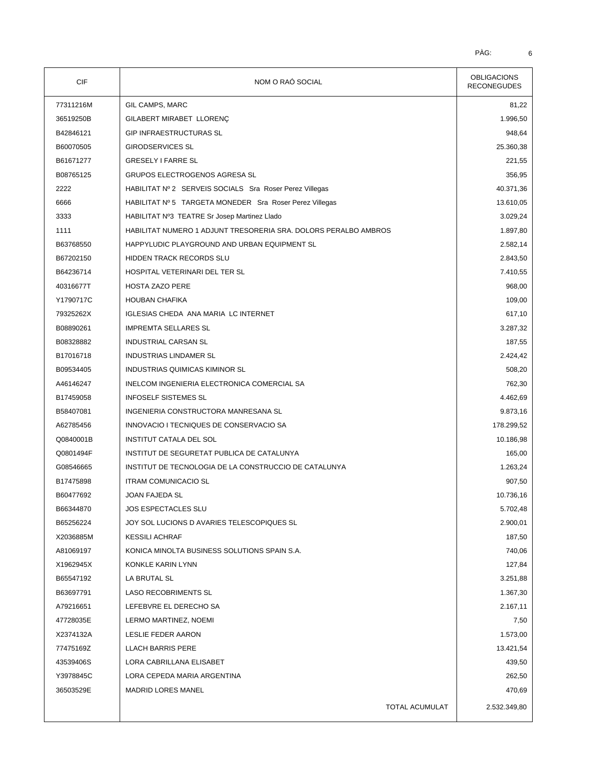| CIF | NOM O RAÓ SOCIAL | OBLIGACIONS RECONEGUDES |
|---|---|---|
| 77311216M | GIL CAMPS, MARC | 81,22 |
| 36519250B | GILABERT MIRABET LLORENÇ | 1.996,50 |
| B42846121 | GIP INFRAESTRUCTURAS SL | 948,64 |
| B60070505 | GIRODSERVICES SL | 25.360,38 |
| B61671277 | GRESELY I FARRE SL | 221,55 |
| B08765125 | GRUPOS ELECTROGENOS AGRESA SL | 356,95 |
| 2222 | HABILITAT Nº 2 SERVEIS SOCIALS Sra Roser Perez Villegas | 40.371,36 |
| 6666 | HABILITAT Nº 5 TARGETA MONEDER Sra Roser Perez Villegas | 13.610,05 |
| 3333 | HABILITAT Nº3 TEATRE Sr Josep Martinez Llado | 3.029,24 |
| 1111 | HABILITAT NUMERO 1 ADJUNT TRESORERIA SRA. DOLORS PERALBO AMBROS | 1.897,80 |
| B63768550 | HAPPYLUDIC PLAYGROUND AND URBAN EQUIPMENT SL | 2.582,14 |
| B67202150 | HIDDEN TRACK RECORDS SLU | 2.843,50 |
| B64236714 | HOSPITAL VETERINARI DEL TER SL | 7.410,55 |
| 40316677T | HOSTA ZAZO PERE | 968,00 |
| Y1790717C | HOUBAN CHAFIKA | 109,00 |
| 79325262X | IGLESIAS CHEDA ANA MARIA LC INTERNET | 617,10 |
| B08890261 | IMPREMTA SELLARES SL | 3.287,32 |
| B08328882 | INDUSTRIAL CARSAN SL | 187,55 |
| B17016718 | INDUSTRIAS LINDAMER SL | 2.424,42 |
| B09534405 | INDUSTRIAS QUIMICAS KIMINOR SL | 508,20 |
| A46146247 | INELCOM INGENIERIA ELECTRONICA COMERCIAL SA | 762,30 |
| B17459058 | INFOSELF SISTEMES SL | 4.462,69 |
| B58407081 | INGENIERIA CONSTRUCTORA MANRESANA SL | 9.873,16 |
| A62785456 | INNOVACIO I TECNIQUES DE CONSERVACIO SA | 178.299,52 |
| Q0840001B | INSTITUT CATALA DEL SOL | 10.186,98 |
| Q0801494F | INSTITUT DE SEGURETAT PUBLICA DE CATALUNYA | 165,00 |
| G08546665 | INSTITUT DE TECNOLOGIA DE LA CONSTRUCCIO DE CATALUNYA | 1.263,24 |
| B17475898 | ITRAM COMUNICACIO SL | 907,50 |
| B60477692 | JOAN FAJEDA SL | 10.736,16 |
| B66344870 | JOS ESPECTACLES SLU | 5.702,48 |
| B65256224 | JOY SOL LUCIONS D AVARIES TELESCOPIQUES SL | 2.900,01 |
| X2036885M | KESSILI ACHRAF | 187,50 |
| A81069197 | KONICA MINOLTA BUSINESS SOLUTIONS SPAIN S.A. | 740,06 |
| X1962945X | KONKLE KARIN LYNN | 127,84 |
| B65547192 | LA BRUTAL SL | 3.251,88 |
| B63697791 | LASO RECOBRIMENTS SL | 1.367,30 |
| A79216651 | LEFEBVRE EL DERECHO SA | 2.167,11 |
| 47728035E | LERMO MARTINEZ, NOEMI | 7,50 |
| X2374132A | LESLIE FEDER AARON | 1.573,00 |
| 77475169Z | LLACH BARRIS PERE | 13.421,54 |
| 43539406S | LORA CABRILLANA ELISABET | 439,50 |
| Y3978845C | LORA CEPEDA MARIA ARGENTINA | 262,50 |
| 36503529E | MADRID LORES MANEL | 470,69 |
| | TOTAL ACUMULAT | 2.532.349,80 |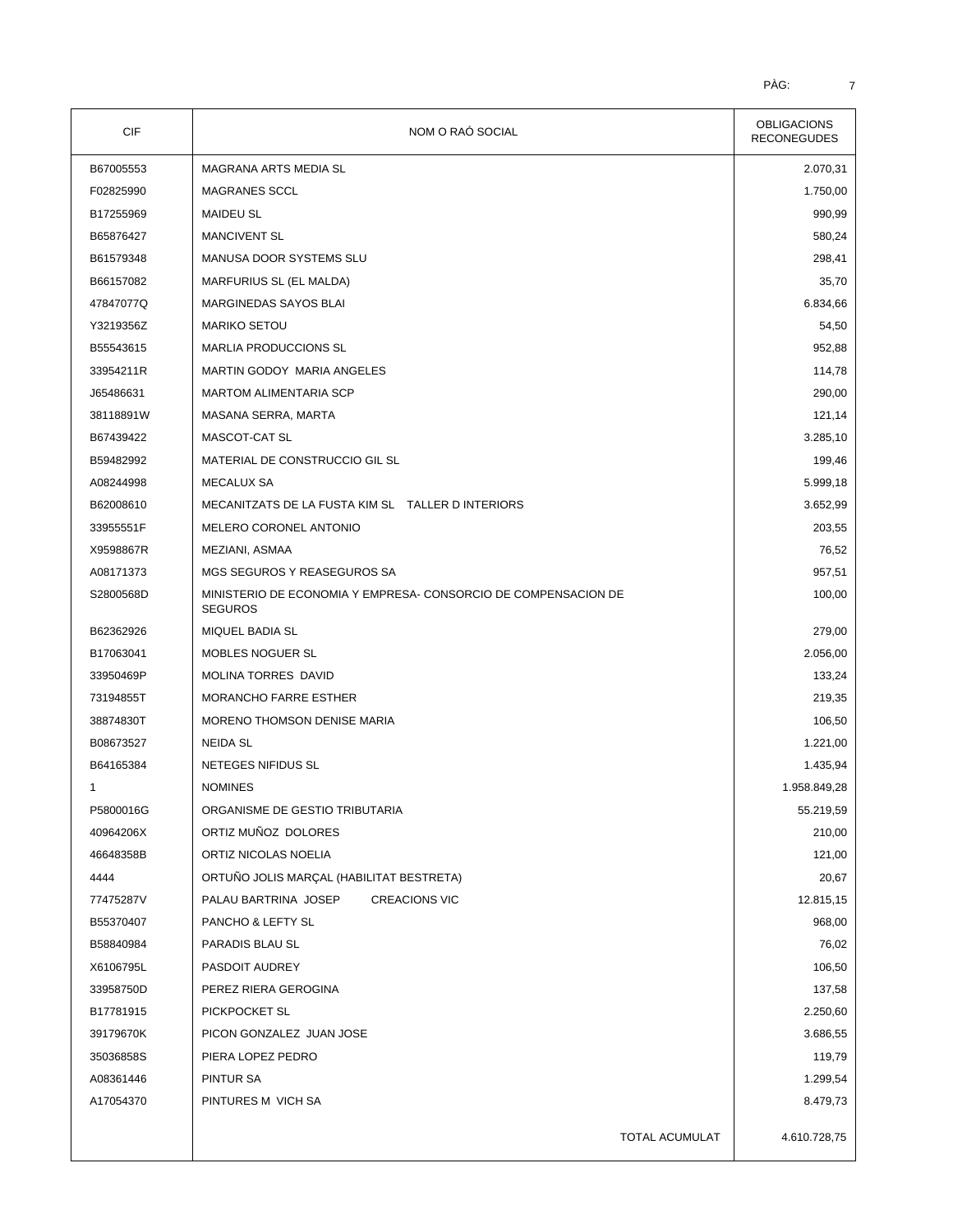| CIF | NOM O RAÓ SOCIAL | OBLIGACIONS RECONEGUDES |
|---|---|---|
| B67005553 | MAGRANA ARTS MEDIA SL | 2.070,31 |
| F02825990 | MAGRANES SCCL | 1.750,00 |
| B17255969 | MAIDEU SL | 990,99 |
| B65876427 | MANCIVENT SL | 580,24 |
| B61579348 | MANUSA DOOR SYSTEMS SLU | 298,41 |
| B66157082 | MARFURIUS SL (EL MALDA) | 35,70 |
| 47847077Q | MARGINEDAS SAYOS BLAI | 6.834,66 |
| Y3219356Z | MARIKO SETOU | 54,50 |
| B55543615 | MARLIA PRODUCCIONS SL | 952,88 |
| 33954211R | MARTIN GODOY MARIA ANGELES | 114,78 |
| J65486631 | MARTOM ALIMENTARIA SCP | 290,00 |
| 38118891W | MASANA SERRA, MARTA | 121,14 |
| B67439422 | MASCOT-CAT SL | 3.285,10 |
| B59482992 | MATERIAL DE CONSTRUCCIO GIL SL | 199,46 |
| A08244998 | MECALUX SA | 5.999,18 |
| B62008610 | MECANITZATS DE LA FUSTA KIM SL TALLER D INTERIORS | 3.652,99 |
| 33955551F | MELERO CORONEL ANTONIO | 203,55 |
| X9598867R | MEZIANI, ASMAA | 76,52 |
| A08171373 | MGS SEGUROS Y REASEGUROS SA | 957,51 |
| S2800568D | MINISTERIO DE ECONOMIA Y EMPRESA- CONSORCIO DE COMPENSACION DE SEGUROS | 100,00 |
| B62362926 | MIQUEL BADIA SL | 279,00 |
| B17063041 | MOBLES NOGUER SL | 2.056,00 |
| 33950469P | MOLINA TORRES DAVID | 133,24 |
| 73194855T | MORANCHO FARRE ESTHER | 219,35 |
| 38874830T | MORENO THOMSON DENISE MARIA | 106,50 |
| B08673527 | NEIDA SL | 1.221,00 |
| B64165384 | NETEGES NIFIDUS SL | 1.435,94 |
| 1 | NOMINES | 1.958.849,28 |
| P5800016G | ORGANISME DE GESTIO TRIBUTARIA | 55.219,59 |
| 40964206X | ORTIZ MUÑOZ DOLORES | 210,00 |
| 46648358B | ORTIZ NICOLAS NOELIA | 121,00 |
| 4444 | ORTUÑO JOLIS MARÇAL (HABILITAT BESTRETA) | 20,67 |
| 77475287V | PALAU BARTRINA JOSEP CREACIONS VIC | 12.815,15 |
| B55370407 | PANCHO & LEFTY SL | 968,00 |
| B58840984 | PARADIS BLAU SL | 76,02 |
| X6106795L | PASDOIT AUDREY | 106,50 |
| 33958750D | PEREZ RIERA GEROGINA | 137,58 |
| B17781915 | PICKPOCKET SL | 2.250,60 |
| 39179670K | PICON GONZALEZ JUAN JOSE | 3.686,55 |
| 35036858S | PIERA LOPEZ PEDRO | 119,79 |
| A08361446 | PINTUR SA | 1.299,54 |
| A17054370 | PINTURES M VICH SA | 8.479,73 |
| | TOTAL ACUMULAT | 4.610.728,75 |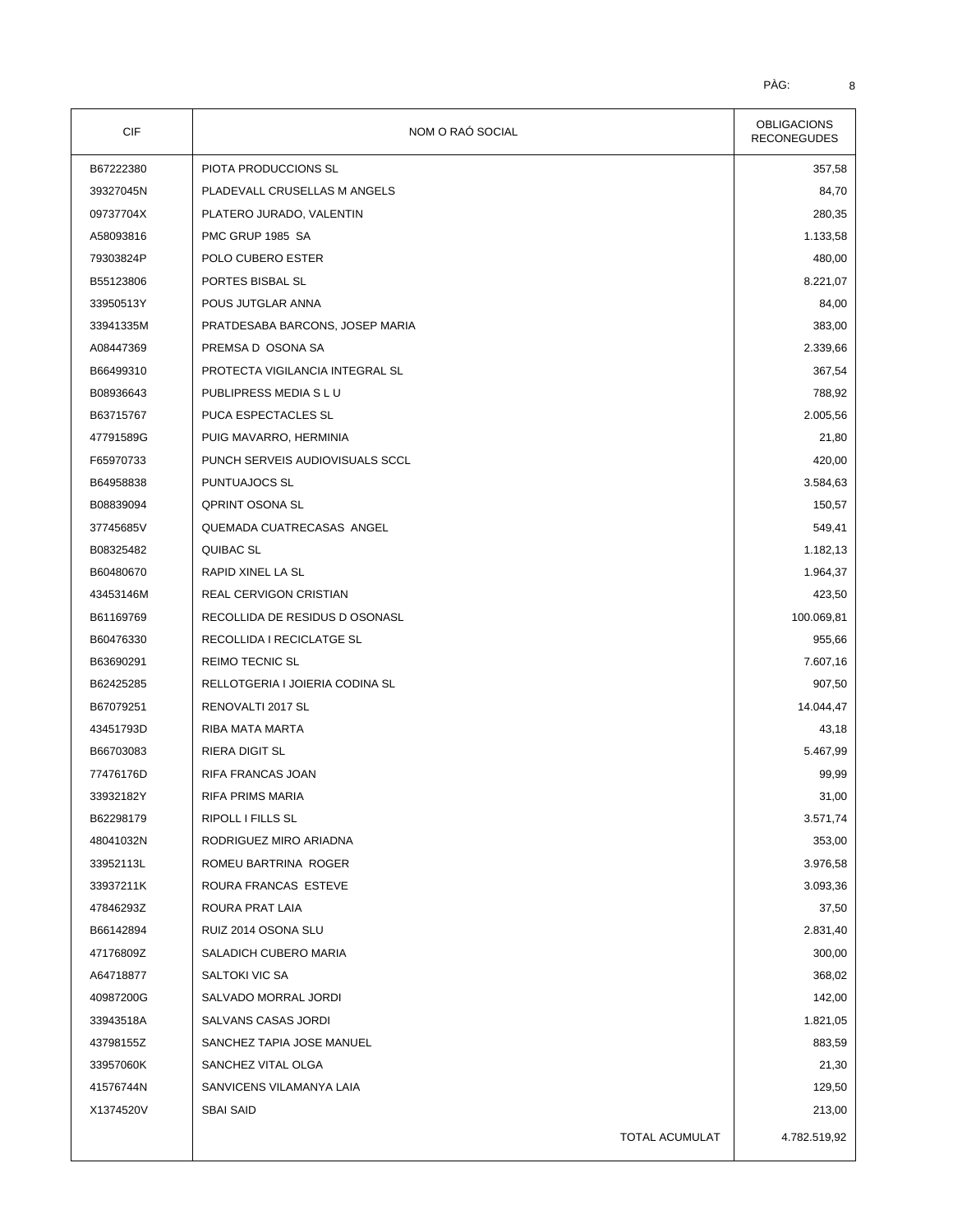| CIF | NOM O RAÓ SOCIAL | OBLIGACIONS RECONEGUDES |
|---|---|---|
| B67222380 | PIOTA PRODUCCIONS SL | 357,58 |
| 39327045N | PLADEVALL CRUSELLAS M ANGELS | 84,70 |
| 09737704X | PLATERO JURADO, VALENTIN | 280,35 |
| A58093816 | PMC GRUP 1985 SA | 1.133,58 |
| 79303824P | POLO CUBERO ESTER | 480,00 |
| B55123806 | PORTES BISBAL SL | 8.221,07 |
| 33950513Y | POUS JUTGLAR ANNA | 84,00 |
| 33941335M | PRATDESABA BARCONS, JOSEP MARIA | 383,00 |
| A08447369 | PREMSA D OSONA SA | 2.339,66 |
| B66499310 | PROTECTA VIGILANCIA INTEGRAL SL | 367,54 |
| B08936643 | PUBLIPRESS MEDIA S L U | 788,92 |
| B63715767 | PUCA ESPECTACLES SL | 2.005,56 |
| 47791589G | PUIG MAVARRO, HERMINIA | 21,80 |
| F65970733 | PUNCH SERVEIS AUDIOVISUALS SCCL | 420,00 |
| B64958838 | PUNTUAJOCS SL | 3.584,63 |
| B08839094 | QPRINT OSONA SL | 150,57 |
| 37745685V | QUEMADA CUATRECASAS ANGEL | 549,41 |
| B08325482 | QUIBAC SL | 1.182,13 |
| B60480670 | RAPID XINEL LA SL | 1.964,37 |
| 43453146M | REAL CERVIGON CRISTIAN | 423,50 |
| B61169769 | RECOLLIDA DE RESIDUS D OSONASL | 100.069,81 |
| B60476330 | RECOLLIDA I RECICLATGE SL | 955,66 |
| B63690291 | REIMO TECNIC SL | 7.607,16 |
| B62425285 | RELLOTGERIA I JOIERIA CODINA SL | 907,50 |
| B67079251 | RENOVALTI 2017 SL | 14.044,47 |
| 43451793D | RIBA MATA MARTA | 43,18 |
| B66703083 | RIERA DIGIT SL | 5.467,99 |
| 77476176D | RIFA FRANCAS JOAN | 99,99 |
| 33932182Y | RIFA PRIMS MARIA | 31,00 |
| B62298179 | RIPOLL I FILLS SL | 3.571,74 |
| 48041032N | RODRIGUEZ MIRO ARIADNA | 353,00 |
| 33952113L | ROMEU BARTRINA ROGER | 3.976,58 |
| 33937211K | ROURA FRANCAS ESTEVE | 3.093,36 |
| 47846293Z | ROURA PRAT LAIA | 37,50 |
| B66142894 | RUIZ 2014 OSONA SLU | 2.831,40 |
| 47176809Z | SALADICH CUBERO MARIA | 300,00 |
| A64718877 | SALTOKI VIC SA | 368,02 |
| 40987200G | SALVADO MORRAL JORDI | 142,00 |
| 33943518A | SALVANS CASAS JORDI | 1.821,05 |
| 43798155Z | SANCHEZ TAPIA JOSE MANUEL | 883,59 |
| 33957060K | SANCHEZ VITAL OLGA | 21,30 |
| 41576744N | SANVICENS VILAMANYA LAIA | 129,50 |
| X1374520V | SBAI SAID | 213,00 |
| | TOTAL ACUMULAT | 4.782.519,92 |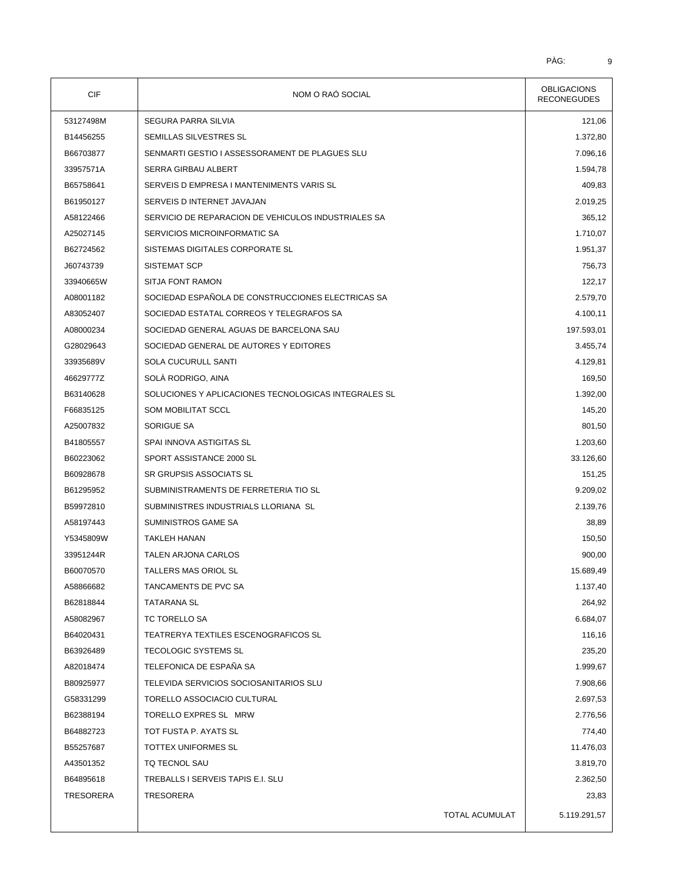| CIF | NOM O RAÓ SOCIAL | OBLIGACIONS RECONEGUDES |
|---|---|---|
| 53127498M | SEGURA PARRA SILVIA | 121,06 |
| B14456255 | SEMILLAS SILVESTRES SL | 1.372,80 |
| B66703877 | SENMARTI GESTIO I ASSESSORAMENT DE PLAGUES SLU | 7.096,16 |
| 33957571A | SERRA GIRBAU ALBERT | 1.594,78 |
| B65758641 | SERVEIS D EMPRESA I MANTENIMENTS VARIS SL | 409,83 |
| B61950127 | SERVEIS D INTERNET JAVAJAN | 2.019,25 |
| A58122466 | SERVICIO DE REPARACION DE VEHICULOS INDUSTRIALES SA | 365,12 |
| A25027145 | SERVICIOS MICROINFORMATIC SA | 1.710,07 |
| B62724562 | SISTEMAS DIGITALES CORPORATE SL | 1.951,37 |
| J60743739 | SISTEMAT SCP | 756,73 |
| 33940665W | SITJA FONT RAMON | 122,17 |
| A08001182 | SOCIEDAD ESPAÑOLA DE CONSTRUCCIONES ELECTRICAS SA | 2.579,70 |
| A83052407 | SOCIEDAD ESTATAL CORREOS Y TELEGRAFOS SA | 4.100,11 |
| A08000234 | SOCIEDAD GENERAL AGUAS DE BARCELONA SAU | 197.593,01 |
| G28029643 | SOCIEDAD GENERAL DE AUTORES Y EDITORES | 3.455,74 |
| 33935689V | SOLA CUCURULL SANTI | 4.129,81 |
| 46629777Z | SOLÀ RODRIGO, AINA | 169,50 |
| B63140628 | SOLUCIONES Y APLICACIONES TECNOLOGICAS INTEGRALES SL | 1.392,00 |
| F66835125 | SOM MOBILITAT SCCL | 145,20 |
| A25007832 | SORIGUE SA | 801,50 |
| B41805557 | SPAI INNOVA ASTIGITAS SL | 1.203,60 |
| B60223062 | SPORT ASSISTANCE 2000 SL | 33.126,60 |
| B60928678 | SR GRUPSIS ASSOCIATS SL | 151,25 |
| B61295952 | SUBMINISTRAMENTS DE FERRETERIA TIO SL | 9.209,02 |
| B59972810 | SUBMINISTRES INDUSTRIALS LLORIANA SL | 2.139,76 |
| A58197443 | SUMINISTROS GAME SA | 38,89 |
| Y5345809W | TAKLEH HANAN | 150,50 |
| 33951244R | TALEN ARJONA CARLOS | 900,00 |
| B60070570 | TALLERS MAS ORIOL SL | 15.689,49 |
| A58866682 | TANCAMENTS DE PVC SA | 1.137,40 |
| B62818844 | TATARANA SL | 264,92 |
| A58082967 | TC TORELLO SA | 6.684,07 |
| B64020431 | TEATRERYA TEXTILES ESCENOGRAFICOS SL | 116,16 |
| B63926489 | TECOLOGIC SYSTEMS SL | 235,20 |
| A82018474 | TELEFONICA DE ESPAÑA SA | 1.999,67 |
| B80925977 | TELEVIDA SERVICIOS SOCIOSANITARIOS SLU | 7.908,66 |
| G58331299 | TORELLO ASSOCIACIO CULTURAL | 2.697,53 |
| B62388194 | TORELLO EXPRES SL MRW | 2.776,56 |
| B64882723 | TOT FUSTA P. AYATS SL | 774,40 |
| B55257687 | TOTTEX UNIFORMES SL | 11.476,03 |
| A43501352 | TQ TECNOL SAU | 3.819,70 |
| B64895618 | TREBALLS I SERVEIS TAPIS E.I. SLU | 2.362,50 |
| TRESORERA | TRESORERA | 23,83 |
| | TOTAL ACUMULAT | 5.119.291,57 |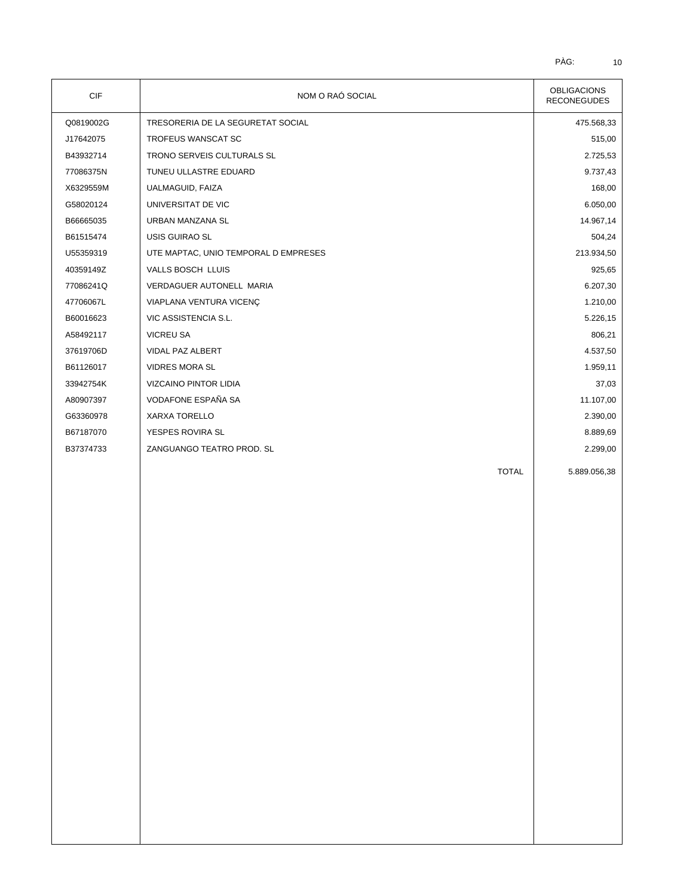| CIF | NOM O RAÓ SOCIAL | OBLIGACIONS RECONEGUDES |
|---|---|---|
| Q0819002G | TRESORERIA DE LA SEGURETAT SOCIAL | 475.568,33 |
| J17642075 | TROFEUS WANSCAT SC | 515,00 |
| B43932714 | TRONO SERVEIS CULTURALS SL | 2.725,53 |
| 77086375N | TUNEU ULLASTRE EDUARD | 9.737,43 |
| X6329559M | UALMAGUID, FAIZA | 168,00 |
| G58020124 | UNIVERSITAT DE VIC | 6.050,00 |
| B66665035 | URBAN MANZANA SL | 14.967,14 |
| B61515474 | USIS GUIRAO SL | 504,24 |
| U55359319 | UTE MAPTAC, UNIO TEMPORAL D EMPRESES | 213.934,50 |
| 40359149Z | VALLS BOSCH LLUIS | 925,65 |
| 77086241Q | VERDAGUER AUTONELL MARIA | 6.207,30 |
| 47706067L | VIAPLANA VENTURA VICENÇ | 1.210,00 |
| B60016623 | VIC ASSISTENCIA S.L. | 5.226,15 |
| A58492117 | VICREU SA | 806,21 |
| 37619706D | VIDAL PAZ ALBERT | 4.537,50 |
| B61126017 | VIDRES MORA SL | 1.959,11 |
| 33942754K | VIZCAINO PINTOR LIDIA | 37,03 |
| A80907397 | VODAFONE ESPAÑA SA | 11.107,00 |
| G63360978 | XARXA TORELLO | 2.390,00 |
| B67187070 | YESPES ROVIRA SL | 8.889,69 |
| B37374733 | ZANGUANGO TEATRO PROD. SL | 2.299,00 |
| | TOTAL | 5.889.056,38 |